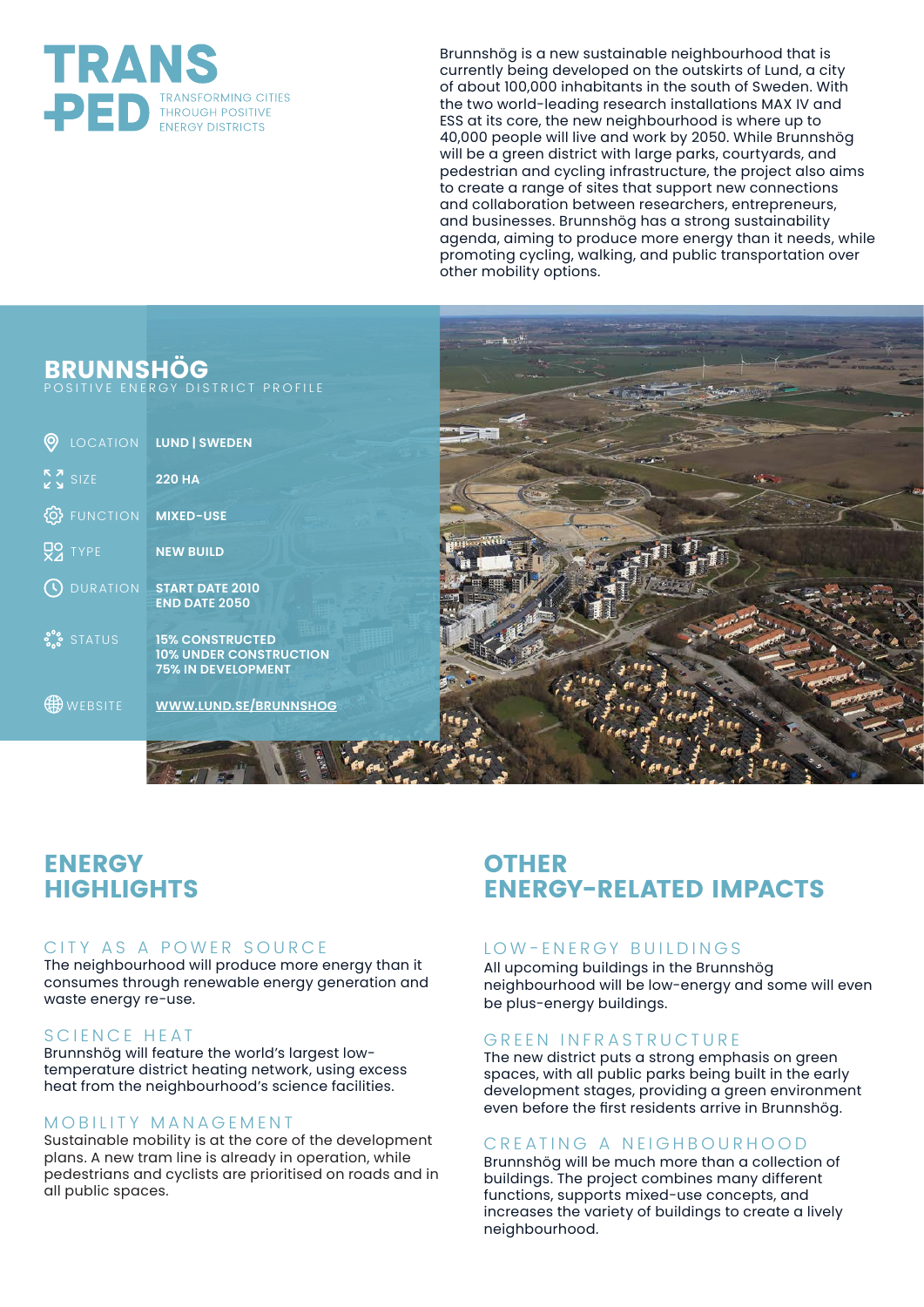# TRANS PED

TRANSFORMING CITIES THROUGH POSITIVE ENERGY DISTRICTS

Brunnshög is a new sustainable neighbourhood that is currently being developed on the outskirts of Lund, a city of about 100,000 inhabitants in the south of Sweden. With the two world-leading research installations MAX IV and ESS at its core, the new neighbourhood is where up to 40,000 people will live and work by 2050. While Brunnshög will be a green district with large parks, courtyards, and pedestrian and cycling infrastructure, the project also aims to create a range of sites that support new connections and collaboration between researchers, entrepreneurs, and businesses. Brunnshög has a strong sustainability agenda, aiming to produce more energy than it needs, while promoting cycling, walking, and public transportation over other mobility options.

## BRUNNSHÖG

POSITIVE ENERGY DISTRICT PROFILE

| | |
|---|---|
| LOCATION | LUND \| SWEDEN |
| SIZE | 220 HA |
| FUNCTION | MIXED-USE |
| TYPE | NEW BUILD |
| DURATION | START DATE 2010<br>END DATE 2050 |
| STATUS | 15% CONSTRUCTED<br>10% UNDER CONSTRUCTION<br>75% IN DEVELOPMENT |
| WEBSITE | WWW.LUND.SE/BRUNNSHOG |

## ENERGY HIGHLIGHTS

### CITY AS A POWER SOURCE

The neighbourhood will produce more energy than it consumes through renewable energy generation and waste energy re-use.

### SCIENCE HEAT

Brunnshög will feature the world's largest low-temperature district heating network, using excess heat from the neighbourhood's science facilities.

### MOBILITY MANAGEMENT

Sustainable mobility is at the core of the development plans. A new tram line is already in operation, while pedestrians and cyclists are prioritised on roads and in all public spaces.

## OTHER ENERGY-RELATED IMPACTS

### LOW-ENERGY BUILDINGS

All upcoming buildings in the Brunnshög neighbourhood will be low-energy and some will even be plus-energy buildings.

### GREEN INFRASTRUCTURE

The new district puts a strong emphasis on green spaces, with all public parks being built in the early development stages, providing a green environment even before the first residents arrive in Brunnshög.

### CREATING A NEIGHBOURHOOD

Brunnshög will be much more than a collection of buildings. The project combines many different functions, supports mixed-use concepts, and increases the variety of buildings to create a lively neighbourhood.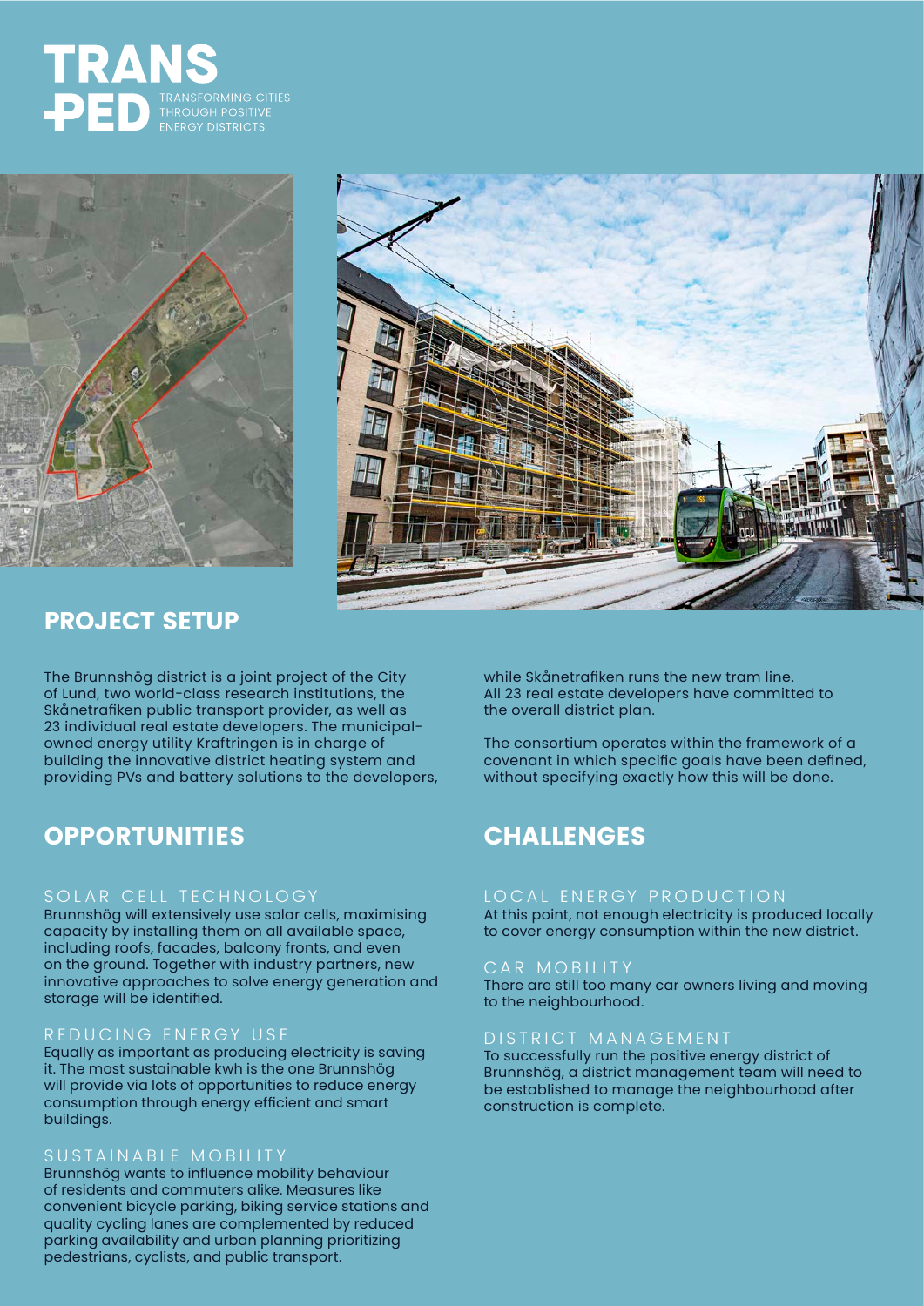# TRANS PED

TRANSFORMING CITIES THROUGH POSITIVE ENERGY DISTRICTS

## PROJECT SETUP

The Brunnshög district is a joint project of the City of Lund, two world-class research institutions, the Skånetrafiken public transport provider, as well as 23 individual real estate developers. The municipal-owned energy utility Kraftringen is in charge of building the innovative district heating system and providing PVs and battery solutions to the developers, while Skånetrafiken runs the new tram line. All 23 real estate developers have committed to the overall district plan.

The consortium operates within the framework of a covenant in which specific goals have been defined, without specifying exactly how this will be done.

## OPPORTUNITIES

### SOLAR CELL TECHNOLOGY

Brunnshög will extensively use solar cells, maximising capacity by installing them on all available space, including roofs, facades, balcony fronts, and even on the ground. Together with industry partners, new innovative approaches to solve energy generation and storage will be identified.

### REDUCING ENERGY USE

Equally as important as producing electricity is saving it. The most sustainable kwh is the one Brunnshög will provide via lots of opportunities to reduce energy consumption through energy efficient and smart buildings.

### SUSTAINABLE MOBILITY

Brunnshög wants to influence mobility behaviour of residents and commuters alike. Measures like convenient bicycle parking, biking service stations and quality cycling lanes are complemented by reduced parking availability and urban planning prioritizing pedestrians, cyclists, and public transport.

## CHALLENGES

### LOCAL ENERGY PRODUCTION

At this point, not enough electricity is produced locally to cover energy consumption within the new district.

### CAR MOBILITY

There are still too many car owners living and moving to the neighbourhood.

### DISTRICT MANAGEMENT

To successfully run the positive energy district of Brunnshög, a district management team will need to be established to manage the neighbourhood after construction is complete.